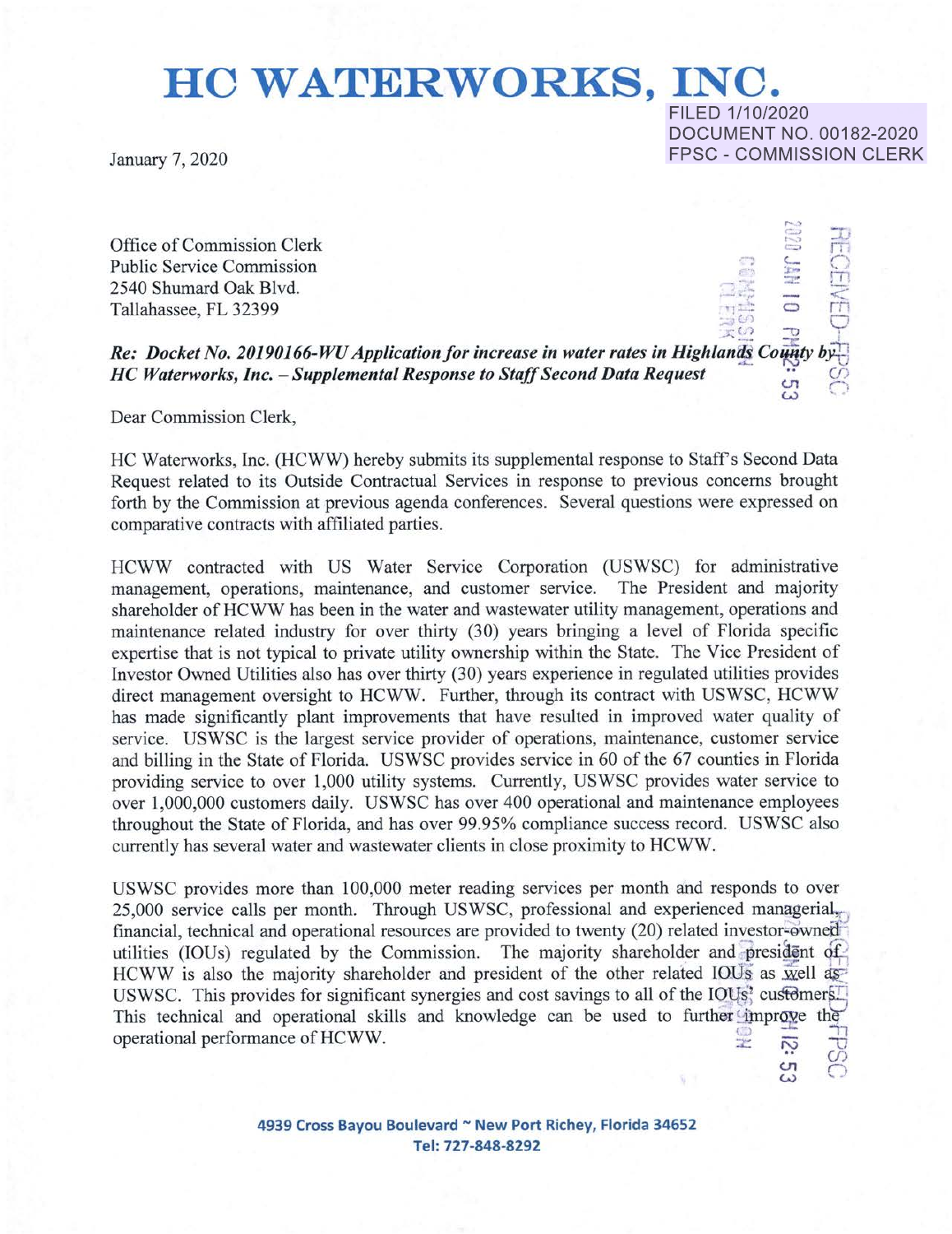# HC WATERWORKS, INC.

FILED 1/10/2020
DOCUMENT NO. 00182-2020
FPSC - COMMISSION CLERK

January 7, 2020

Office of Commission Clerk
Public Service Commission
2540 Shumard Oak Blvd.
Tallahassee, FL 32399

***Re: Docket No. 20190166-WU Application for increase in water rates in Highlands County by HC Waterworks, Inc. – Supplemental Response to Staff Second Data Request***

Dear Commission Clerk,

HC Waterworks, Inc. (HCWW) hereby submits its supplemental response to Staff's Second Data Request related to its Outside Contractual Services in response to previous concerns brought forth by the Commission at previous agenda conferences. Several questions were expressed on comparative contracts with affiliated parties.

HCWW contracted with US Water Service Corporation (USWSC) for administrative management, operations, maintenance, and customer service. The President and majority shareholder of HCWW has been in the water and wastewater utility management, operations and maintenance related industry for over thirty (30) years bringing a level of Florida specific expertise that is not typical to private utility ownership within the State. The Vice President of Investor Owned Utilities also has over thirty (30) years experience in regulated utilities provides direct management oversight to HCWW. Further, through its contract with USWSC, HCWW has made significantly plant improvements that have resulted in improved water quality of service. USWSC is the largest service provider of operations, maintenance, customer service and billing in the State of Florida. USWSC provides service in 60 of the 67 counties in Florida providing service to over 1,000 utility systems. Currently, USWSC provides water service to over 1,000,000 customers daily. USWSC has over 400 operational and maintenance employees throughout the State of Florida, and has over 99.95% compliance success record. USWSC also currently has several water and wastewater clients in close proximity to HCWW.

USWSC provides more than 100,000 meter reading services per month and responds to over 25,000 service calls per month. Through USWSC, professional and experienced managerial, financial, technical and operational resources are provided to twenty (20) related investor-owned utilities (IOUs) regulated by the Commission. The majority shareholder and president of HCWW is also the majority shareholder and president of the other related IOUs as well as USWSC. This provides for significant synergies and cost savings to all of the IOUs' customers. This technical and operational skills and knowledge can be used to further improve the operational performance of HCWW.

4939 Cross Bayou Boulevard ~ New Port Richey, Florida 34652
Tel: 727-848-8292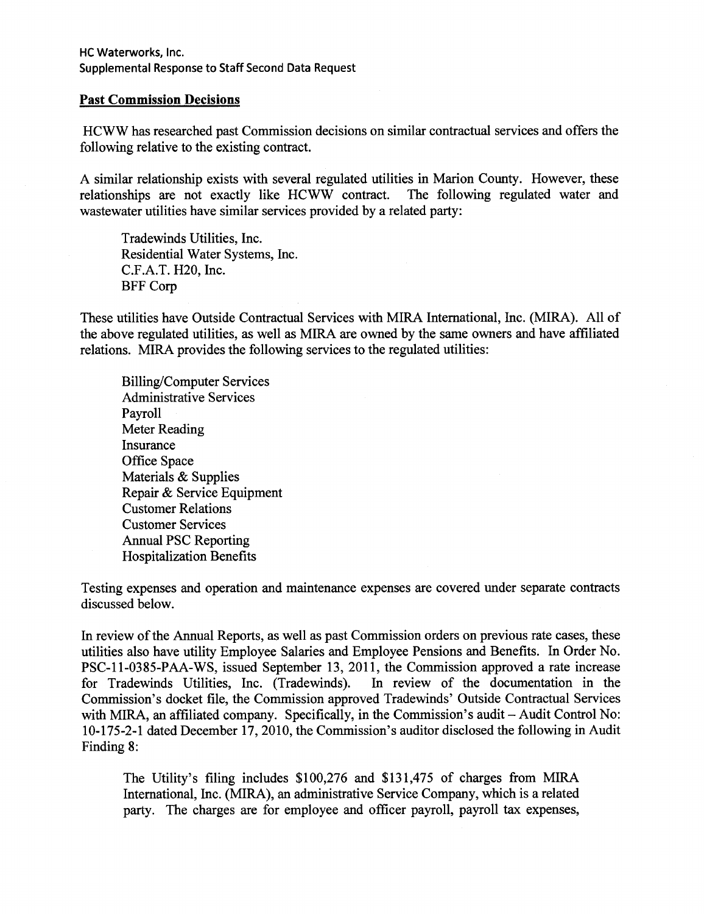HC Waterworks, Inc.
Supplemental Response to Staff Second Data Request

**Past Commission Decisions**

HCWW has researched past Commission decisions on similar contractual services and offers the following relative to the existing contract.

A similar relationship exists with several regulated utilities in Marion County. However, these relationships are not exactly like HCWW contract. The following regulated water and wastewater utilities have similar services provided by a related party:

Tradewinds Utilities, Inc.
Residential Water Systems, Inc.
C.F.A.T. H20, Inc.
BFF Corp

These utilities have Outside Contractual Services with MIRA International, Inc. (MIRA). All of the above regulated utilities, as well as MIRA are owned by the same owners and have affiliated relations. MIRA provides the following services to the regulated utilities:

Billing/Computer Services
Administrative Services
Payroll
Meter Reading
Insurance
Office Space
Materials & Supplies
Repair & Service Equipment
Customer Relations
Customer Services
Annual PSC Reporting
Hospitalization Benefits

Testing expenses and operation and maintenance expenses are covered under separate contracts discussed below.

In review of the Annual Reports, as well as past Commission orders on previous rate cases, these utilities also have utility Employee Salaries and Employee Pensions and Benefits. In Order No. PSC-11-0385-PAA-WS, issued September 13, 2011, the Commission approved a rate increase for Tradewinds Utilities, Inc. (Tradewinds). In review of the documentation in the Commission's docket file, the Commission approved Tradewinds' Outside Contractual Services with MIRA, an affiliated company. Specifically, in the Commission's audit – Audit Control No: 10-175-2-1 dated December 17, 2010, the Commission's auditor disclosed the following in Audit Finding 8:

> The Utility's filing includes $100,276 and $131,475 of charges from MIRA International, Inc. (MIRA), an administrative Service Company, which is a related party. The charges are for employee and officer payroll, payroll tax expenses,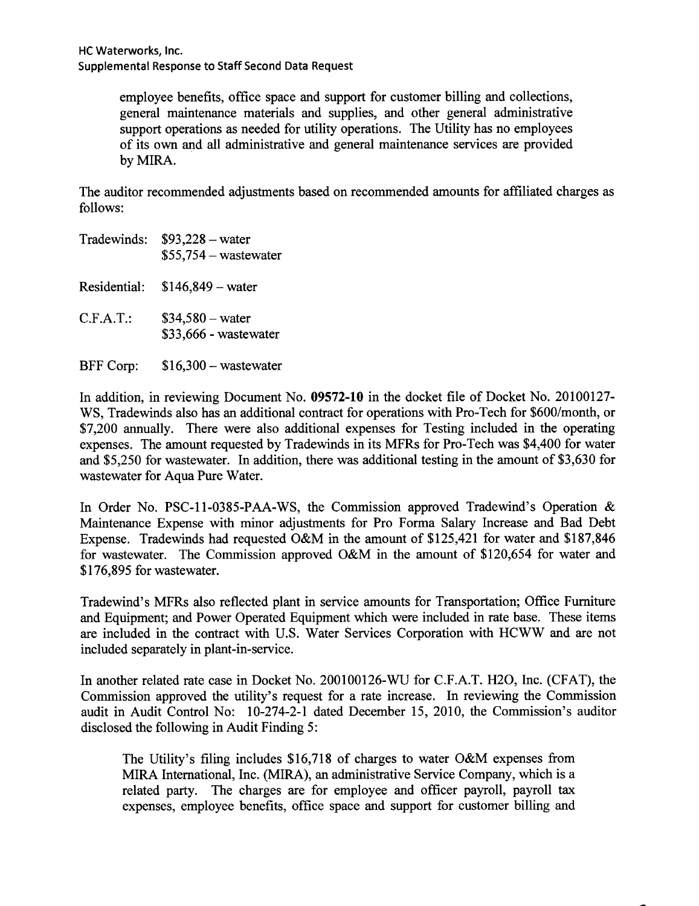employee benefits, office space and support for customer billing and collections, general maintenance materials and supplies, and other general administrative support operations as needed for utility operations. The Utility has no employees of its own and all administrative and general maintenance services are provided by MIRA.

The auditor recommended adjustments based on recommended amounts for affiliated charges as follows:

Tradewinds: $93,228 – water
$55,754 – wastewater

Residential: $146,849 – water

C.F.A.T.: $34,580 – water
$33,666 - wastewater

BFF Corp: $16,300 – wastewater

In addition, in reviewing Document No. **09572-10** in the docket file of Docket No. 20100127-WS, Tradewinds also has an additional contract for operations with Pro-Tech for $600/month, or $7,200 annually. There were also additional expenses for Testing included in the operating expenses. The amount requested by Tradewinds in its MFRs for Pro-Tech was $4,400 for water and $5,250 for wastewater. In addition, there was additional testing in the amount of $3,630 for wastewater for Aqua Pure Water.

In Order No. PSC-11-0385-PAA-WS, the Commission approved Tradewind's Operation & Maintenance Expense with minor adjustments for Pro Forma Salary Increase and Bad Debt Expense. Tradewinds had requested O&M in the amount of $125,421 for water and $187,846 for wastewater. The Commission approved O&M in the amount of $120,654 for water and $176,895 for wastewater.

Tradewind's MFRs also reflected plant in service amounts for Transportation; Office Furniture and Equipment; and Power Operated Equipment which were included in rate base. These items are included in the contract with U.S. Water Services Corporation with HCWW and are not included separately in plant-in-service.

In another related rate case in Docket No. 200100126-WU for C.F.A.T. H2O, Inc. (CFAT), the Commission approved the utility's request for a rate increase. In reviewing the Commission audit in Audit Control No: 10-274-2-1 dated December 15, 2010, the Commission's auditor disclosed the following in Audit Finding 5:

> The Utility's filing includes $16,718 of charges to water O&M expenses from MIRA International, Inc. (MIRA), an administrative Service Company, which is a related party. The charges are for employee and officer payroll, payroll tax expenses, employee benefits, office space and support for customer billing and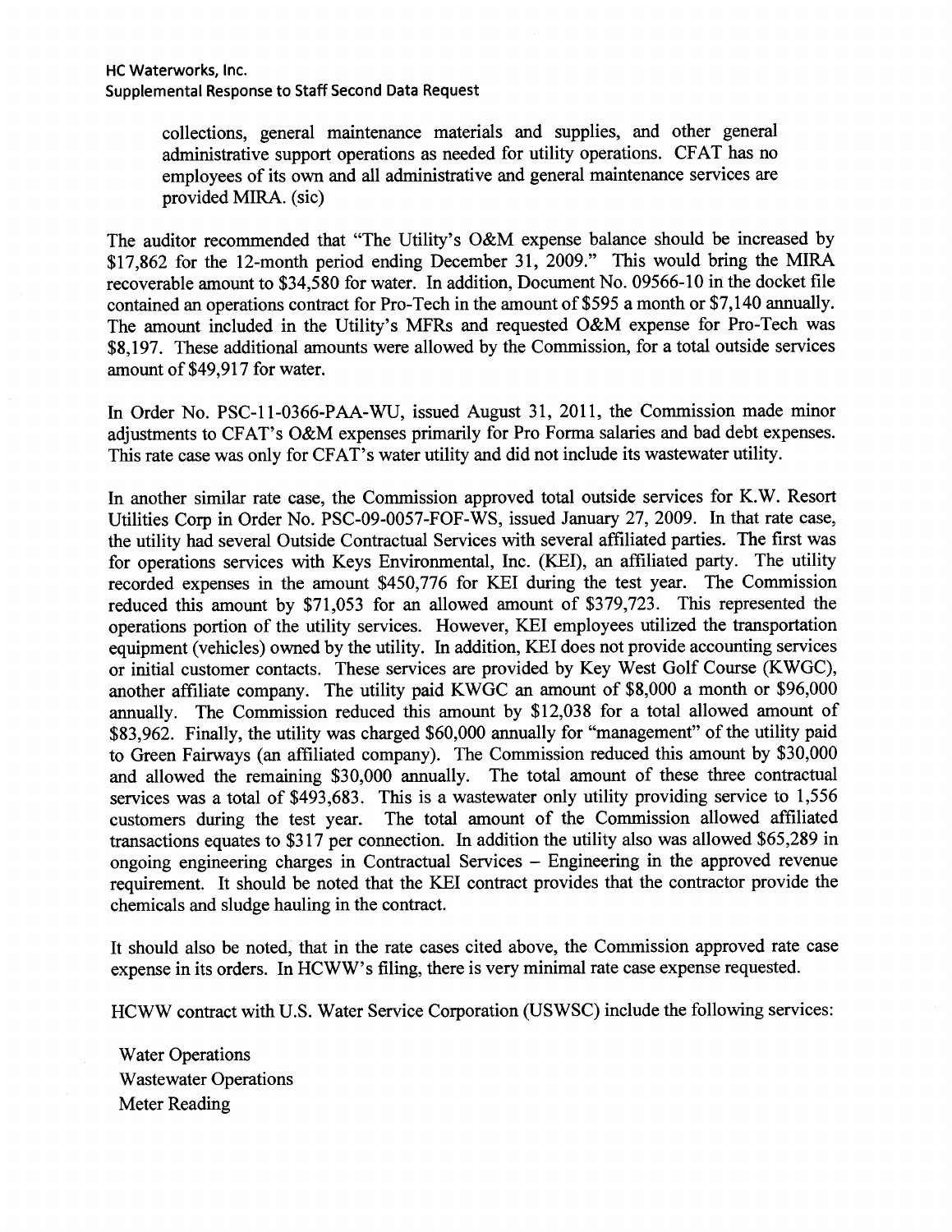collections, general maintenance materials and supplies, and other general administrative support operations as needed for utility operations. CFAT has no employees of its own and all administrative and general maintenance services are provided MIRA. (sic)

The auditor recommended that "The Utility's O&M expense balance should be increased by $17,862 for the 12-month period ending December 31, 2009." This would bring the MIRA recoverable amount to $34,580 for water. In addition, Document No. 09566-10 in the docket file contained an operations contract for Pro-Tech in the amount of $595 a month or $7,140 annually. The amount included in the Utility's MFRs and requested O&M expense for Pro-Tech was $8,197. These additional amounts were allowed by the Commission, for a total outside services amount of $49,917 for water.

In Order No. PSC-11-0366-PAA-WU, issued August 31, 2011, the Commission made minor adjustments to CFAT's O&M expenses primarily for Pro Forma salaries and bad debt expenses. This rate case was only for CFAT's water utility and did not include its wastewater utility.

In another similar rate case, the Commission approved total outside services for K.W. Resort Utilities Corp in Order No. PSC-09-0057-FOF-WS, issued January 27, 2009. In that rate case, the utility had several Outside Contractual Services with several affiliated parties. The first was for operations services with Keys Environmental, Inc. (KEI), an affiliated party. The utility recorded expenses in the amount $450,776 for KEI during the test year. The Commission reduced this amount by $71,053 for an allowed amount of $379,723. This represented the operations portion of the utility services. However, KEI employees utilized the transportation equipment (vehicles) owned by the utility. In addition, KEI does not provide accounting services or initial customer contacts. These services are provided by Key West Golf Course (KWGC), another affiliate company. The utility paid KWGC an amount of $8,000 a month or $96,000 annually. The Commission reduced this amount by $12,038 for a total allowed amount of $83,962. Finally, the utility was charged $60,000 annually for "management" of the utility paid to Green Fairways (an affiliated company). The Commission reduced this amount by $30,000 and allowed the remaining $30,000 annually. The total amount of these three contractual services was a total of $493,683. This is a wastewater only utility providing service to 1,556 customers during the test year. The total amount of the Commission allowed affiliated transactions equates to $317 per connection. In addition the utility also was allowed $65,289 in ongoing engineering charges in Contractual Services – Engineering in the approved revenue requirement. It should be noted that the KEI contract provides that the contractor provide the chemicals and sludge hauling in the contract.

It should also be noted, that in the rate cases cited above, the Commission approved rate case expense in its orders. In HCWW's filing, there is very minimal rate case expense requested.

HCWW contract with U.S. Water Service Corporation (USWSC) include the following services:

Water Operations
Wastewater Operations
Meter Reading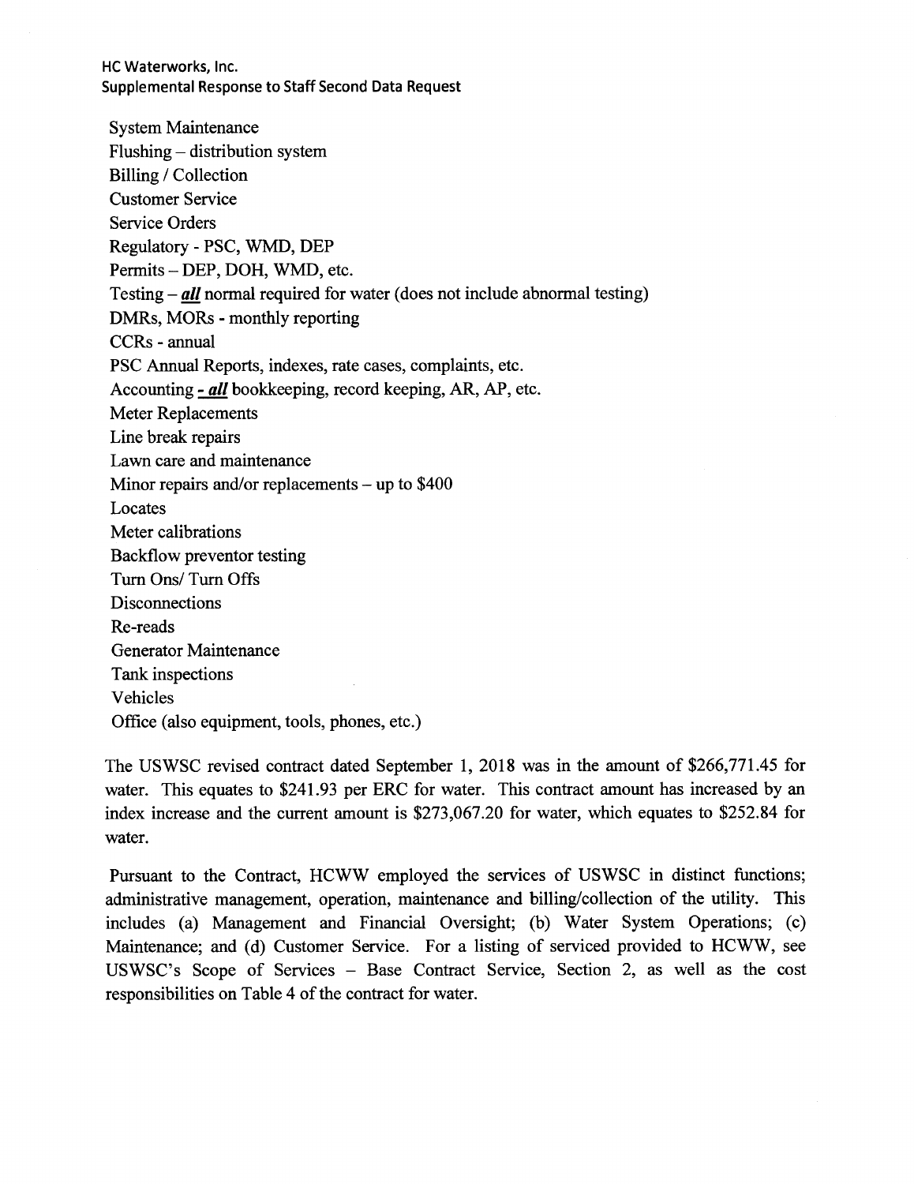System Maintenance
Flushing – distribution system
Billing / Collection
Customer Service
Service Orders
Regulatory - PSC, WMD, DEP
Permits – DEP, DOH, WMD, etc.
Testing – ***all*** normal required for water (does not include abnormal testing)
DMRs, MORs - monthly reporting
CCRs - annual
PSC Annual Reports, indexes, rate cases, complaints, etc.
Accounting ***- all*** bookkeeping, record keeping, AR, AP, etc.
Meter Replacements
Line break repairs
Lawn care and maintenance
Minor repairs and/or replacements – up to $400
Locates
Meter calibrations
Backflow preventor testing
Turn Ons/ Turn Offs
Disconnections
Re-reads
Generator Maintenance
Tank inspections
Vehicles
Office (also equipment, tools, phones, etc.)

The USWSC revised contract dated September 1, 2018 was in the amount of $266,771.45 for water. This equates to $241.93 per ERC for water. This contract amount has increased by an index increase and the current amount is $273,067.20 for water, which equates to $252.84 for water.

Pursuant to the Contract, HCWW employed the services of USWSC in distinct functions; administrative management, operation, maintenance and billing/collection of the utility. This includes (a) Management and Financial Oversight; (b) Water System Operations; (c) Maintenance; and (d) Customer Service. For a listing of serviced provided to HCWW, see USWSC's Scope of Services – Base Contract Service, Section 2, as well as the cost responsibilities on Table 4 of the contract for water.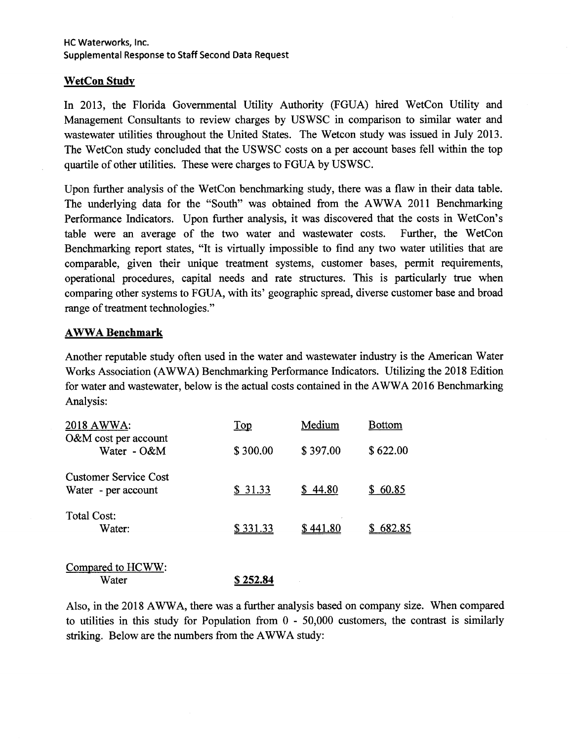HC Waterworks, Inc.
Supplemental Response to Staff Second Data Request

## WetCon Study

In 2013, the Florida Governmental Utility Authority (FGUA) hired WetCon Utility and Management Consultants to review charges by USWSC in comparison to similar water and wastewater utilities throughout the United States. The Wetcon study was issued in July 2013. The WetCon study concluded that the USWSC costs on a per account bases fell within the top quartile of other utilities. These were charges to FGUA by USWSC.

Upon further analysis of the WetCon benchmarking study, there was a flaw in their data table. The underlying data for the "South" was obtained from the AWWA 2011 Benchmarking Performance Indicators. Upon further analysis, it was discovered that the costs in WetCon's table were an average of the two water and wastewater costs. Further, the WetCon Benchmarking report states, "It is virtually impossible to find any two water utilities that are comparable, given their unique treatment systems, customer bases, permit requirements, operational procedures, capital needs and rate structures. This is particularly true when comparing other systems to FGUA, with its' geographic spread, diverse customer base and broad range of treatment technologies."

## AWWA Benchmark

Another reputable study often used in the water and wastewater industry is the American Water Works Association (AWWA) Benchmarking Performance Indicators. Utilizing the 2018 Edition for water and wastewater, below is the actual costs contained in the AWWA 2016 Benchmarking Analysis:

| 2018 AWWA: | Top | Medium | Bottom |
|---|---|---|---|
| O&M cost per account<br>Water - O&M | $ 300.00 | $ 397.00 | $ 622.00 |
| Customer Service Cost<br>Water - per account | $ 31.33 | $ 44.80 | $ 60.85 |
| Total Cost:<br>Water: | $ 331.33 | $ 441.80 | $ 682.85 |
| Compared to HCWW:<br>Water | **$ 252.84** | | |

Also, in the 2018 AWWA, there was a further analysis based on company size. When compared to utilities in this study for Population from 0 - 50,000 customers, the contrast is similarly striking. Below are the numbers from the AWWA study: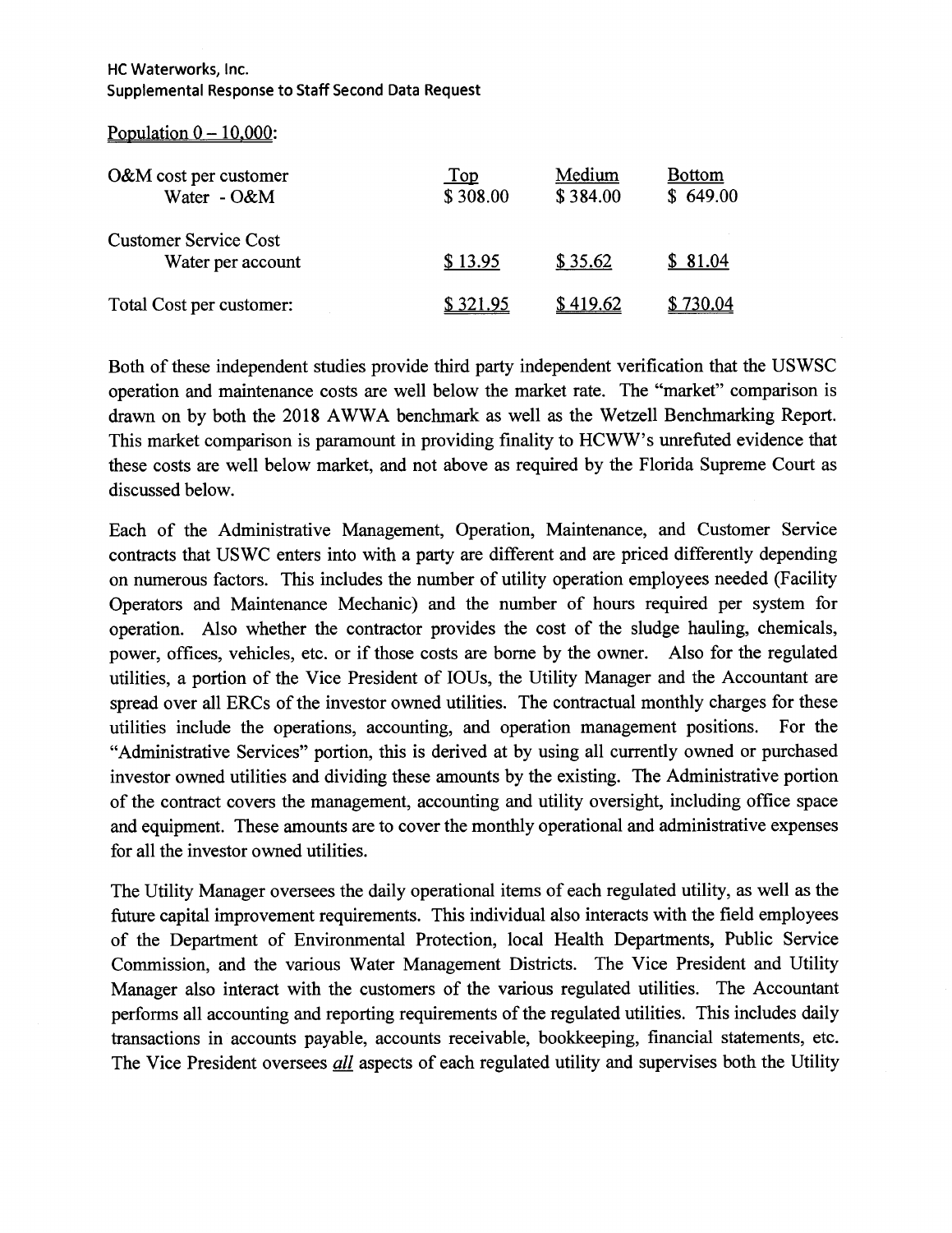HC Waterworks, Inc.
Supplemental Response to Staff Second Data Request

Population 0 – 10,000:

| | Top | Medium | Bottom |
|---|---|---|---|
| O&M cost per customer<br>Water - O&M | $ 308.00 | $ 384.00 | $ 649.00 |
| Customer Service Cost<br>Water per account | $ 13.95 | $ 35.62 | $ 81.04 |
| Total Cost per customer: | $ 321.95 | $ 419.62 | $ 730.04 |

Both of these independent studies provide third party independent verification that the USWSC operation and maintenance costs are well below the market rate. The "market" comparison is drawn on by both the 2018 AWWA benchmark as well as the Wetzell Benchmarking Report. This market comparison is paramount in providing finality to HCWW's unrefuted evidence that these costs are well below market, and not above as required by the Florida Supreme Court as discussed below.

Each of the Administrative Management, Operation, Maintenance, and Customer Service contracts that USWC enters into with a party are different and are priced differently depending on numerous factors. This includes the number of utility operation employees needed (Facility Operators and Maintenance Mechanic) and the number of hours required per system for operation. Also whether the contractor provides the cost of the sludge hauling, chemicals, power, offices, vehicles, etc. or if those costs are borne by the owner. Also for the regulated utilities, a portion of the Vice President of IOUs, the Utility Manager and the Accountant are spread over all ERCs of the investor owned utilities. The contractual monthly charges for these utilities include the operations, accounting, and operation management positions. For the "Administrative Services" portion, this is derived at by using all currently owned or purchased investor owned utilities and dividing these amounts by the existing. The Administrative portion of the contract covers the management, accounting and utility oversight, including office space and equipment. These amounts are to cover the monthly operational and administrative expenses for all the investor owned utilities.

The Utility Manager oversees the daily operational items of each regulated utility, as well as the future capital improvement requirements. This individual also interacts with the field employees of the Department of Environmental Protection, local Health Departments, Public Service Commission, and the various Water Management Districts. The Vice President and Utility Manager also interact with the customers of the various regulated utilities. The Accountant performs all accounting and reporting requirements of the regulated utilities. This includes daily transactions in accounts payable, accounts receivable, bookkeeping, financial statements, etc. The Vice President oversees ***all*** aspects of each regulated utility and supervises both the Utility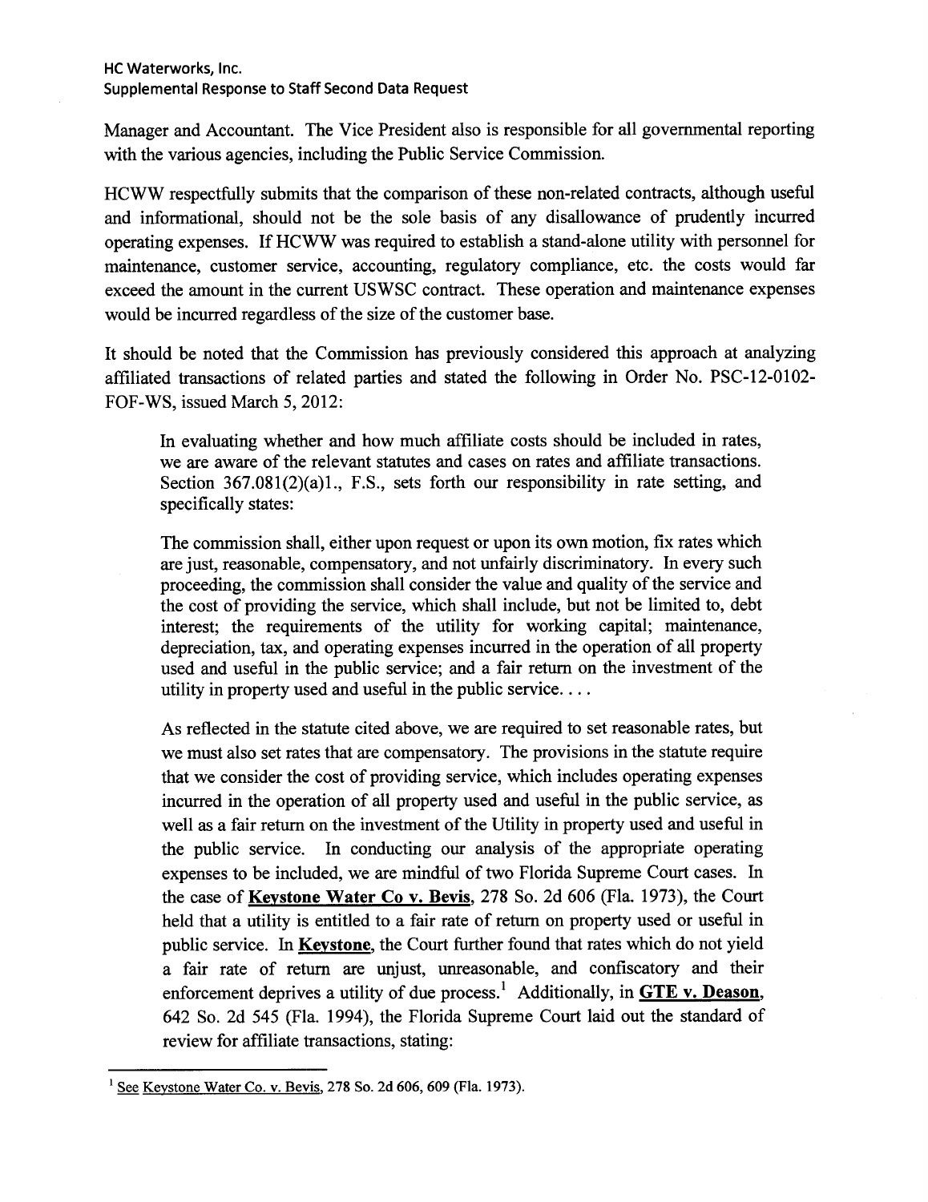Manager and Accountant. The Vice President also is responsible for all governmental reporting with the various agencies, including the Public Service Commission.

HCWW respectfully submits that the comparison of these non-related contracts, although useful and informational, should not be the sole basis of any disallowance of prudently incurred operating expenses. If HCWW was required to establish a stand-alone utility with personnel for maintenance, customer service, accounting, regulatory compliance, etc. the costs would far exceed the amount in the current USWSC contract. These operation and maintenance expenses would be incurred regardless of the size of the customer base.

It should be noted that the Commission has previously considered this approach at analyzing affiliated transactions of related parties and stated the following in Order No. PSC-12-0102-FOF-WS, issued March 5, 2012:

> In evaluating whether and how much affiliate costs should be included in rates, we are aware of the relevant statutes and cases on rates and affiliate transactions. Section 367.081(2)(a)1., F.S., sets forth our responsibility in rate setting, and specifically states:
>
> The commission shall, either upon request or upon its own motion, fix rates which are just, reasonable, compensatory, and not unfairly discriminatory. In every such proceeding, the commission shall consider the value and quality of the service and the cost of providing the service, which shall include, but not be limited to, debt interest; the requirements of the utility for working capital; maintenance, depreciation, tax, and operating expenses incurred in the operation of all property used and useful in the public service; and a fair return on the investment of the utility in property used and useful in the public service. . . .
>
> As reflected in the statute cited above, we are required to set reasonable rates, but we must also set rates that are compensatory. The provisions in the statute require that we consider the cost of providing service, which includes operating expenses incurred in the operation of all property used and useful in the public service, as well as a fair return on the investment of the Utility in property used and useful in the public service. In conducting our analysis of the appropriate operating expenses to be included, we are mindful of two Florida Supreme Court cases. In the case of **Keystone Water Co v. Bevis**, 278 So. 2d 606 (Fla. 1973), the Court held that a utility is entitled to a fair rate of return on property used or useful in public service. In **Keystone**, the Court further found that rates which do not yield a fair rate of return are unjust, unreasonable, and confiscatory and their enforcement deprives a utility of due process.[1] Additionally, in **GTE v. Deason**, 642 So. 2d 545 (Fla. 1994), the Florida Supreme Court laid out the standard of review for affiliate transactions, stating:

---

[1] See Keystone Water Co. v. Bevis, 278 So. 2d 606, 609 (Fla. 1973).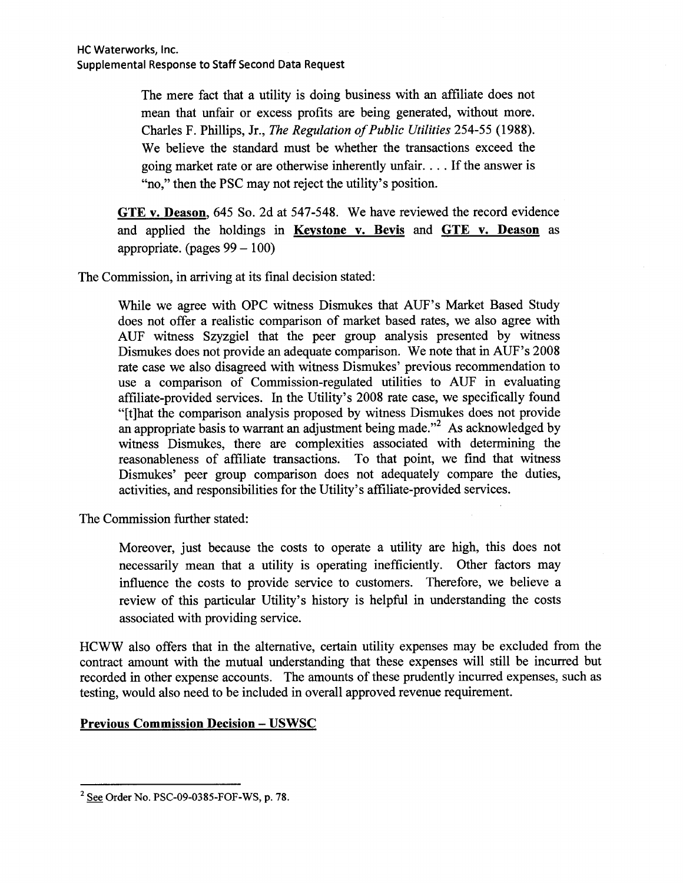> The mere fact that a utility is doing business with an affiliate does not mean that unfair or excess profits are being generated, without more. Charles F. Phillips, Jr., *The Regulation of Public Utilities* 254-55 (1988). We believe the standard must be whether the transactions exceed the going market rate or are otherwise inherently unfair. . . . If the answer is "no," then the PSC may not reject the utility's position.

**GTE v. Deason**, 645 So. 2d at 547-548. We have reviewed the record evidence and applied the holdings in **Keystone v. Bevis** and **GTE v. Deason** as appropriate. (pages 99 – 100)

The Commission, in arriving at its final decision stated:

> While we agree with OPC witness Dismukes that AUF's Market Based Study does not offer a realistic comparison of market based rates, we also agree with AUF witness Szyzgiel that the peer group analysis presented by witness Dismukes does not provide an adequate comparison. We note that in AUF's 2008 rate case we also disagreed with witness Dismukes' previous recommendation to use a comparison of Commission-regulated utilities to AUF in evaluating affiliate-provided services. In the Utility's 2008 rate case, we specifically found "[t]hat the comparison analysis proposed by witness Dismukes does not provide an appropriate basis to warrant an adjustment being made."[2] As acknowledged by witness Dismukes, there are complexities associated with determining the reasonableness of affiliate transactions. To that point, we find that witness Dismukes' peer group comparison does not adequately compare the duties, activities, and responsibilities for the Utility's affiliate-provided services.

The Commission further stated:

> Moreover, just because the costs to operate a utility are high, this does not necessarily mean that a utility is operating inefficiently. Other factors may influence the costs to provide service to customers. Therefore, we believe a review of this particular Utility's history is helpful in understanding the costs associated with providing service.

HCWW also offers that in the alternative, certain utility expenses may be excluded from the contract amount with the mutual understanding that these expenses will still be incurred but recorded in other expense accounts. The amounts of these prudently incurred expenses, such as testing, would also need to be included in overall approved revenue requirement.

**Previous Commission Decision – USWSC**

[2] See Order No. PSC-09-0385-FOF-WS, p. 78.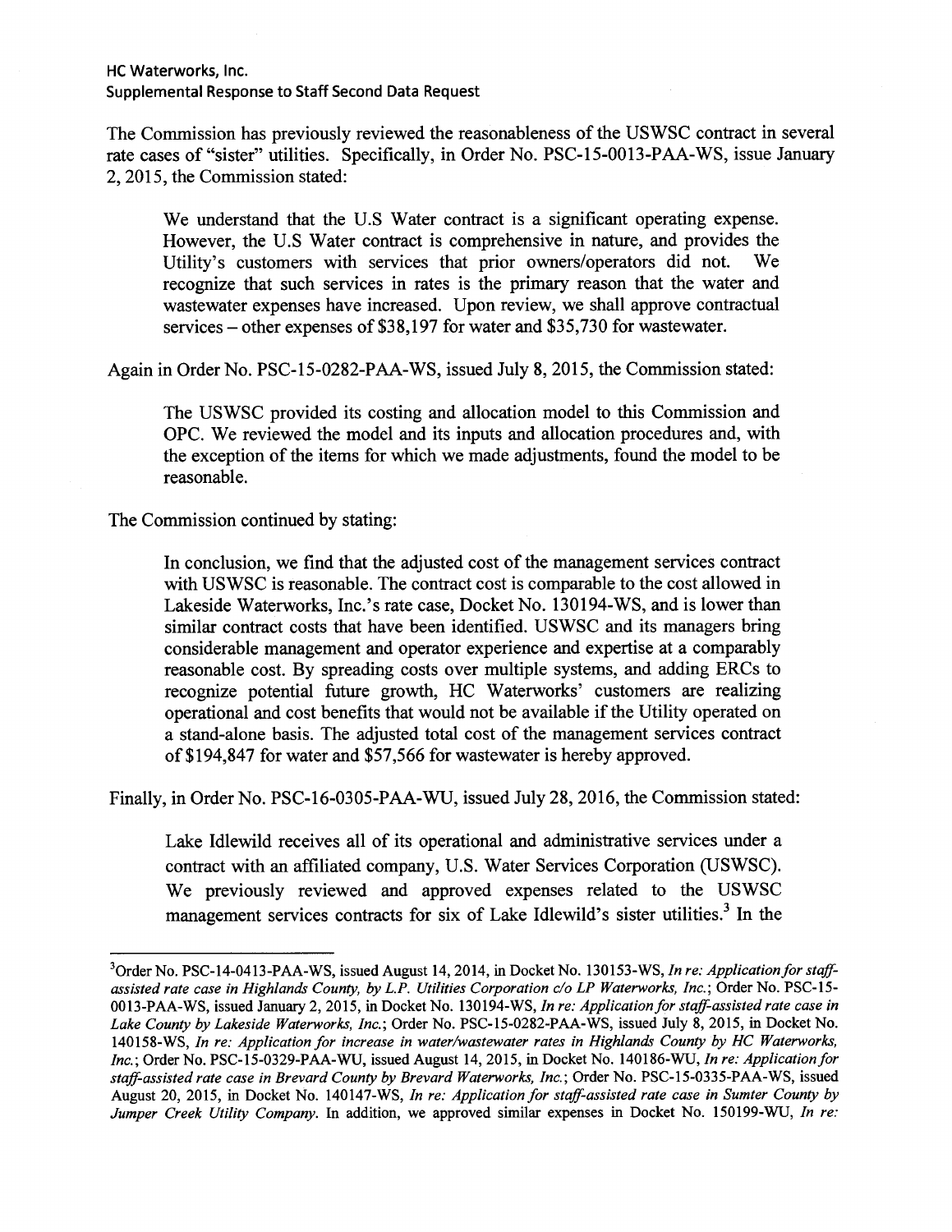HC Waterworks, Inc.
Supplemental Response to Staff Second Data Request

The Commission has previously reviewed the reasonableness of the USWSC contract in several rate cases of "sister" utilities. Specifically, in Order No. PSC-15-0013-PAA-WS, issue January 2, 2015, the Commission stated:

> We understand that the U.S Water contract is a significant operating expense. However, the U.S Water contract is comprehensive in nature, and provides the Utility's customers with services that prior owners/operators did not. We recognize that such services in rates is the primary reason that the water and wastewater expenses have increased. Upon review, we shall approve contractual services – other expenses of $38,197 for water and $35,730 for wastewater.

Again in Order No. PSC-15-0282-PAA-WS, issued July 8, 2015, the Commission stated:

> The USWSC provided its costing and allocation model to this Commission and OPC. We reviewed the model and its inputs and allocation procedures and, with the exception of the items for which we made adjustments, found the model to be reasonable.

The Commission continued by stating:

> In conclusion, we find that the adjusted cost of the management services contract with USWSC is reasonable. The contract cost is comparable to the cost allowed in Lakeside Waterworks, Inc.'s rate case, Docket No. 130194-WS, and is lower than similar contract costs that have been identified. USWSC and its managers bring considerable management and operator experience and expertise at a comparably reasonable cost. By spreading costs over multiple systems, and adding ERCs to recognize potential future growth, HC Waterworks' customers are realizing operational and cost benefits that would not be available if the Utility operated on a stand-alone basis. The adjusted total cost of the management services contract of $194,847 for water and $57,566 for wastewater is hereby approved.

Finally, in Order No. PSC-16-0305-PAA-WU, issued July 28, 2016, the Commission stated:

> Lake Idlewild receives all of its operational and administrative services under a contract with an affiliated company, U.S. Water Services Corporation (USWSC). We previously reviewed and approved expenses related to the USWSC management services contracts for six of Lake Idlewild's sister utilities.[3] In the

---

[3]Order No. PSC-14-0413-PAA-WS, issued August 14, 2014, in Docket No. 130153-WS, *In re: Application for staff-assisted rate case in Highlands County, by L.P. Utilities Corporation c/o LP Waterworks, Inc.*; Order No. PSC-15-0013-PAA-WS, issued January 2, 2015, in Docket No. 130194-WS, *In re: Application for staff-assisted rate case in Lake County by Lakeside Waterworks, Inc.*; Order No. PSC-15-0282-PAA-WS, issued July 8, 2015, in Docket No. 140158-WS, *In re: Application for increase in water/wastewater rates in Highlands County by HC Waterworks, Inc.*; Order No. PSC-15-0329-PAA-WU, issued August 14, 2015, in Docket No. 140186-WU, *In re: Application for staff-assisted rate case in Brevard County by Brevard Waterworks, Inc.*; Order No. PSC-15-0335-PAA-WS, issued August 20, 2015, in Docket No. 140147-WS, *In re: Application for staff-assisted rate case in Sumter County by Jumper Creek Utility Company.* In addition, we approved similar expenses in Docket No. 150199-WU, *In re:*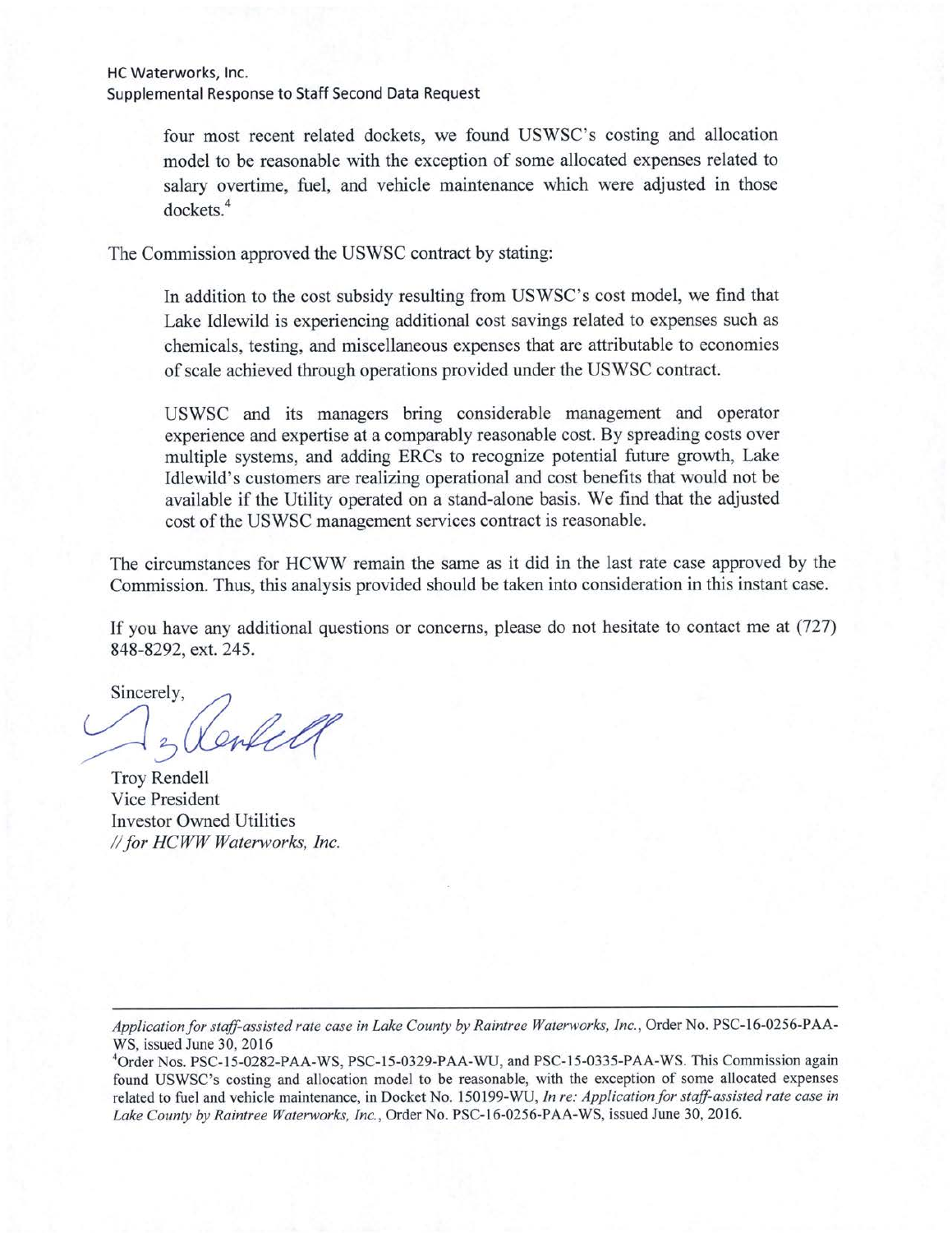> four most recent related dockets, we found USWSC's costing and allocation model to be reasonable with the exception of some allocated expenses related to salary overtime, fuel, and vehicle maintenance which were adjusted in those dockets.[4]

The Commission approved the USWSC contract by stating:

> In addition to the cost subsidy resulting from USWSC's cost model, we find that Lake Idlewild is experiencing additional cost savings related to expenses such as chemicals, testing, and miscellaneous expenses that are attributable to economies of scale achieved through operations provided under the USWSC contract.
>
> USWSC and its managers bring considerable management and operator experience and expertise at a comparably reasonable cost. By spreading costs over multiple systems, and adding ERCs to recognize potential future growth, Lake Idlewild's customers are realizing operational and cost benefits that would not be available if the Utility operated on a stand-alone basis. We find that the adjusted cost of the USWSC management services contract is reasonable.

The circumstances for HCWW remain the same as it did in the last rate case approved by the Commission. Thus, this analysis provided should be taken into consideration in this instant case.

If you have any additional questions or concerns, please do not hesitate to contact me at (727) 848-8292, ext. 245.

Sincerely,

Troy Rendell
Vice President
Investor Owned Utilities
*// for HCWW Waterworks, Inc.*

---

*Application for staff-assisted rate case in Lake County by Raintree Waterworks, Inc.*, Order No. PSC-16-0256-PAA-WS, issued June 30, 2016

[4] Order Nos. PSC-15-0282-PAA-WS, PSC-15-0329-PAA-WU, and PSC-15-0335-PAA-WS. This Commission again found USWSC's costing and allocation model to be reasonable, with the exception of some allocated expenses related to fuel and vehicle maintenance, in Docket No. 150199-WU, *In re: Application for staff-assisted rate case in Lake County by Raintree Waterworks, Inc.*, Order No. PSC-16-0256-PAA-WS, issued June 30, 2016.